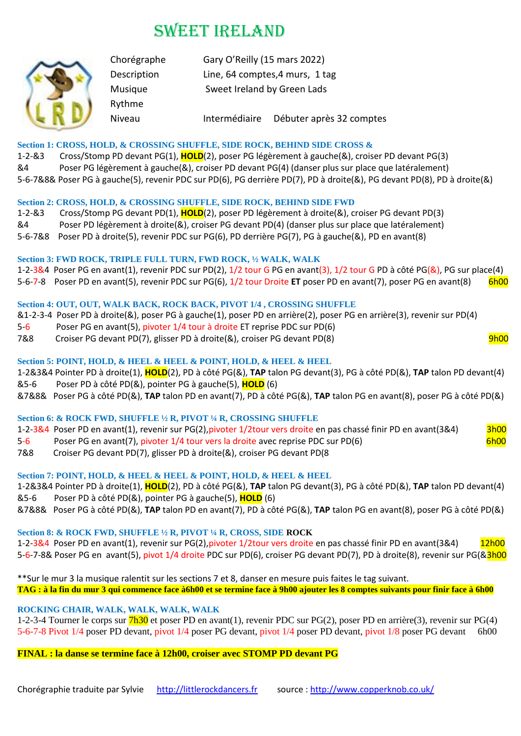# SWEET IRELAND

| | |
|---|---|
| Chorégraphe | Gary O'Reilly (15 mars 2022) |
| Description | Line, 64 comptes,4 murs, 1 tag |
| Musique | Sweet Ireland by Green Lads |
| Rythme | |
| Niveau | Intermédiaire Débuter après 32 comptes |

**Section 1: CROSS, HOLD, & CROSSING SHUFFLE, SIDE ROCK, BEHIND SIDE CROSS &**

1-2-&3 Cross/Stomp PD devant PG(1), **HOLD**(2), poser PG légèrement à gauche(&), croiser PD devant PG(3)
&4 Poser PG légèrement à gauche(&), croiser PD devant PG(4) (danser plus sur place que latéralement)
5-6-7&8& Poser PG à gauche(5), revenir PDC sur PD(6), PG derrière PD(7), PD à droite(&), PG devant PD(8), PD à droite(&)

**Section 2: CROSS, HOLD, & CROSSING SHUFFLE, SIDE ROCK, BEHIND SIDE FWD**

1-2-&3 Cross/Stomp PG devant PD(1), **HOLD**(2), poser PD légèrement à droite(&), croiser PG devant PD(3)
&4 Poser PD légèrement à droite(&), croiser PG devant PD(4) (danser plus sur place que latéralement)
5-6-7&8 Poser PD à droite(5), revenir PDC sur PG(6), PD derrière PG(7), PG à gauche(&), PD en avant(8)

**Section 3: FWD ROCK, TRIPLE FULL TURN, FWD ROCK, ½ WALK, WALK**

1-2-3&4 Poser PG en avant(1), revenir PDC sur PD(2), 1/2 tour G PG en avant(3), 1/2 tour G PD à côté PG(&), PG sur place(4)
5-6-7-8 Poser PD en avant(5), revenir PDC sur PG(6), 1/2 tour Droite **ET** poser PD en avant(7), poser PG en avant(8) 6h00

**Section 4: OUT, OUT, WALK BACK, ROCK BACK, PIVOT 1/4 , CROSSING SHUFFLE**

&1-2-3-4 Poser PD à droite(&), poser PG à gauche(1), poser PD en arrière(2), poser PG en arrière(3), revenir sur PD(4)
5-6 Poser PG en avant(5), pivoter 1/4 tour à droite ET reprise PDC sur PD(6)
7&8 Croiser PG devant PD(7), glisser PD à droite(&), croiser PG devant PD(8) 9h00

**Section 5: POINT, HOLD, & HEEL & HEEL & POINT, HOLD, & HEEL & HEEL**

1-2&3&4 Pointer PD à droite(1), **HOLD**(2), PD à côté PG(&), **TAP** talon PG devant(3), PG à côté PD(&), **TAP** talon PD devant(4)
&5-6 Poser PD à côté PD(&), pointer PG à gauche(5), **HOLD** (6)
&7&8& Poser PG à côté PD(&), **TAP** talon PD en avant(7), PD à côté PG(&), **TAP** talon PG en avant(8), poser PG à côté PD(&)

**Section 6: & ROCK FWD, SHUFFLE ½ R, PIVOT ¼ R, CROSSING SHUFFLE**

1-2-3&4 Poser PD en avant(1), revenir sur PG(2),pivoter 1/2tour vers droite en pas chassé finir PD en avant(3&4) 3h00
5-6 Poser PG en avant(7), pivoter 1/4 tour vers la droite avec reprise PDC sur PD(6) 6h00
7&8 Croiser PG devant PD(7), glisser PD à droite(&), croiser PG devant PD(8

**Section 7: POINT, HOLD, & HEEL & HEEL & POINT, HOLD, & HEEL & HEEL**

1-2&3&4 Pointer PD à droite(1), **HOLD**(2), PD à côté PG(&), **TAP** talon PG devant(3), PG à côté PD(&), **TAP** talon PD devant(4)
&5-6 Poser PD à côté PD(&), pointer PG à gauche(5), **HOLD** (6)
&7&8& Poser PG à côté PD(&), **TAP** talon PD en avant(7), PD à côté PG(&), **TAP** talon PG en avant(8), poser PG à côté PD(&)

**Section 8: & ROCK FWD, SHUFFLE ½ R, PIVOT ¼ R, CROSS, SIDE ROCK**

1-2-3&4 Poser PD en avant(1), revenir sur PG(2),pivoter 1/2tour vers droite en pas chassé finir PD en avant(3&4) 12h00
5-6-7-8& Poser PG en avant(5), pivot 1/4 droite PDC sur PD(6), croiser PG devant PD(7), PD à droite(8), revenir sur PG(& 3h00

**Sur le mur 3 la musique ralentit sur les sections 7 et 8, danser en mesure puis faites le tag suivant.

**TAG : à la fin du mur 3 qui commence face à6h00 et se termine face à 9h00 ajouter les 8 comptes suivants pour finir face à 6h00**

**ROCKING CHAIR, WALK, WALK, WALK, WALK**

1-2-3-4 Tourner le corps sur 7h30 et poser PD en avant(1), revenir PDC sur PG(2), poser PD en arrière(3), revenir sur PG(4)
5-6-7-8 Pivot 1/4 poser PD devant, pivot 1/4 poser PG devant, pivot 1/4 poser PD devant, pivot 1/8 poser PG devant 6h00

**FINAL : la danse se termine face à 12h00, croiser avec STOMP PD devant PG**

Chorégraphie traduite par Sylvie http://littlerockdancers.fr source : http://www.copperknob.co.uk/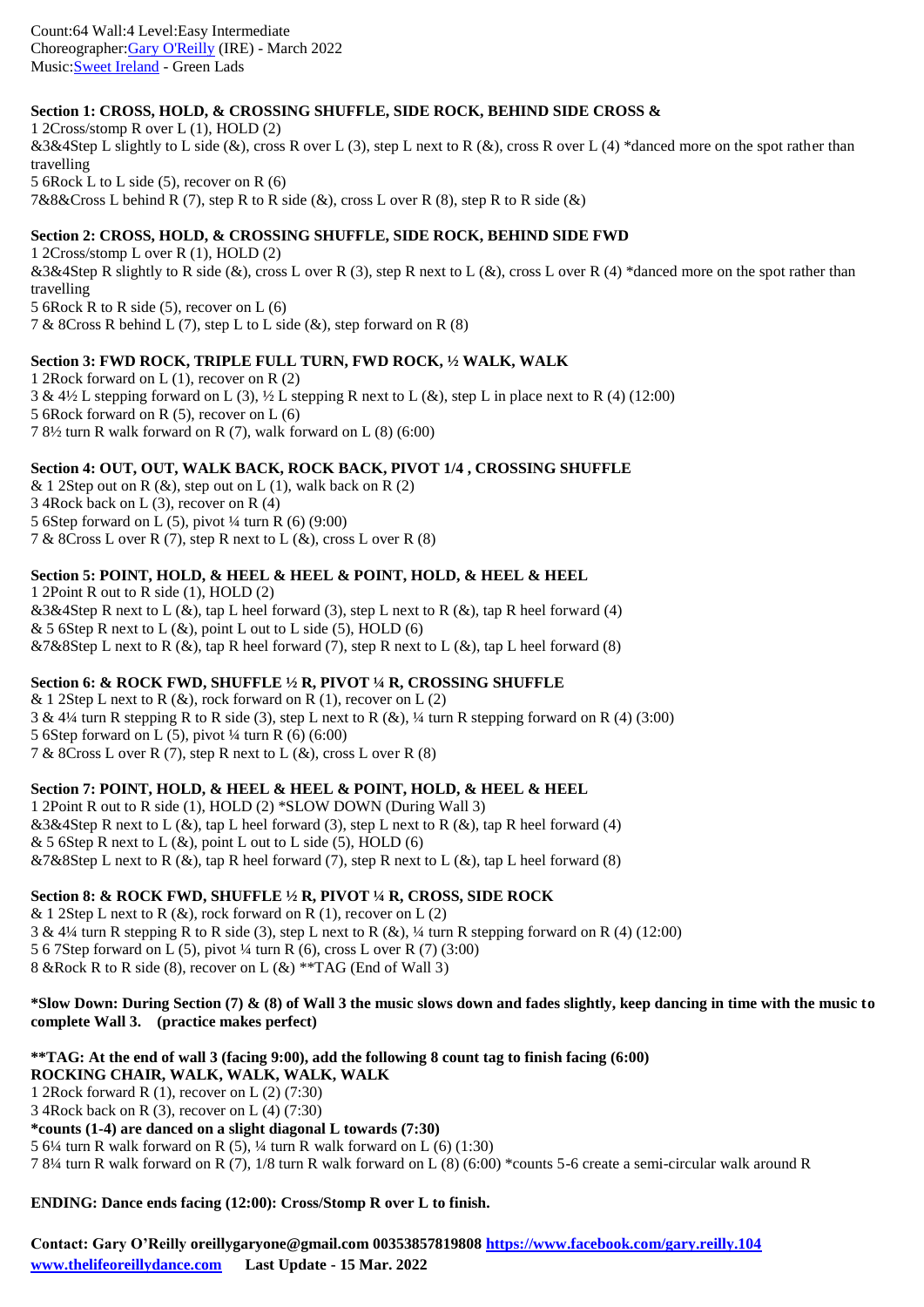Count:64 Wall:4 Level:Easy Intermediate
Choreographer:Gary O'Reilly (IRE) - March 2022
Music:Sweet Ireland - Green Lads

**Section 1: CROSS, HOLD, & CROSSING SHUFFLE, SIDE ROCK, BEHIND SIDE CROSS &**

1 2Cross/stomp R over L (1), HOLD (2)
&3&4Step L slightly to L side (&), cross R over L (3), step L next to R (&), cross R over L (4) *danced more on the spot rather than travelling
5 6Rock L to L side (5), recover on R (6)
7&8&Cross L behind R (7), step R to R side (&), cross L over R (8), step R to R side (&)

**Section 2: CROSS, HOLD, & CROSSING SHUFFLE, SIDE ROCK, BEHIND SIDE FWD**

1 2Cross/stomp L over R (1), HOLD (2)
&3&4Step R slightly to R side (&), cross L over R (3), step R next to L (&), cross L over R (4) *danced more on the spot rather than travelling
5 6Rock R to R side (5), recover on L (6)
7 & 8Cross R behind L (7), step L to L side (&), step forward on R (8)

**Section 3: FWD ROCK, TRIPLE FULL TURN, FWD ROCK, ½ WALK, WALK**

1 2Rock forward on L (1), recover on R (2)
3 & 4½ L stepping forward on L (3), ½ L stepping R next to L (&), step L in place next to R (4) (12:00)
5 6Rock forward on R (5), recover on L (6)
7 8½ turn R walk forward on R (7), walk forward on L (8) (6:00)

**Section 4: OUT, OUT, WALK BACK, ROCK BACK, PIVOT 1/4 , CROSSING SHUFFLE**

& 1 2Step out on R (&), step out on L (1), walk back on R (2)
3 4Rock back on L (3), recover on R (4)
5 6Step forward on L (5), pivot ¼ turn R (6) (9:00)
7 & 8Cross L over R (7), step R next to L (&), cross L over R (8)

**Section 5: POINT, HOLD, & HEEL & HEEL & POINT, HOLD, & HEEL & HEEL**

1 2Point R out to R side (1), HOLD (2)
&3&4Step R next to L (&), tap L heel forward (3), step L next to R (&), tap R heel forward (4)
& 5 6Step R next to L (&), point L out to L side (5), HOLD (6)
&7&8Step L next to R (&), tap R heel forward (7), step R next to L (&), tap L heel forward (8)

**Section 6: & ROCK FWD, SHUFFLE ½ R, PIVOT ¼ R, CROSSING SHUFFLE**

& 1 2Step L next to R (&), rock forward on R (1), recover on L (2)
3 & 4¼ turn R stepping R to R side (3), step L next to R (&), ¼ turn R stepping forward on R (4) (3:00)
5 6Step forward on L (5), pivot ¼ turn R (6) (6:00)
7 & 8Cross L over R (7), step R next to L (&), cross L over R (8)

**Section 7: POINT, HOLD, & HEEL & HEEL & POINT, HOLD, & HEEL & HEEL**

1 2Point R out to R side (1), HOLD (2) *SLOW DOWN (During Wall 3)
&3&4Step R next to L (&), tap L heel forward (3), step L next to R (&), tap R heel forward (4)
& 5 6Step R next to L (&), point L out to L side (5), HOLD (6)
&7&8Step L next to R (&), tap R heel forward (7), step R next to L (&), tap L heel forward (8)

**Section 8: & ROCK FWD, SHUFFLE ½ R, PIVOT ¼ R, CROSS, SIDE ROCK**

& 1 2Step L next to R (&), rock forward on R (1), recover on L (2)
3 & 4¼ turn R stepping R to R side (3), step L next to R (&), ¼ turn R stepping forward on R (4) (12:00)
5 6 7Step forward on L (5), pivot ¼ turn R (6), cross L over R (7) (3:00)
8 &Rock R to R side (8), recover on L (&) **TAG (End of Wall 3)

***Slow Down: During Section (7) & (8) of Wall 3 the music slows down and fades slightly, keep dancing in time with the music to complete Wall 3. (practice makes perfect)**

****TAG: At the end of wall 3 (facing 9:00), add the following 8 count tag to finish facing (6:00)**
**ROCKING CHAIR, WALK, WALK, WALK, WALK**

1 2Rock forward R (1), recover on L (2) (7:30)
3 4Rock back on R (3), recover on L (4) (7:30)
***counts (1-4) are danced on a slight diagonal L towards (7:30)**
5 6¼ turn R walk forward on R (5), ¼ turn R walk forward on L (6) (1:30)
7 8¼ turn R walk forward on R (7), 1/8 turn R walk forward on L (8) (6:00) *counts 5-6 create a semi-circular walk around R

**ENDING: Dance ends facing (12:00): Cross/Stomp R over L to finish.**

**Contact: Gary O'Reilly oreillygaryone@gmail.com 00353857819808 https://www.facebook.com/gary.reilly.104**
**www.thelifeoreillydance.com Last Update - 15 Mar. 2022**